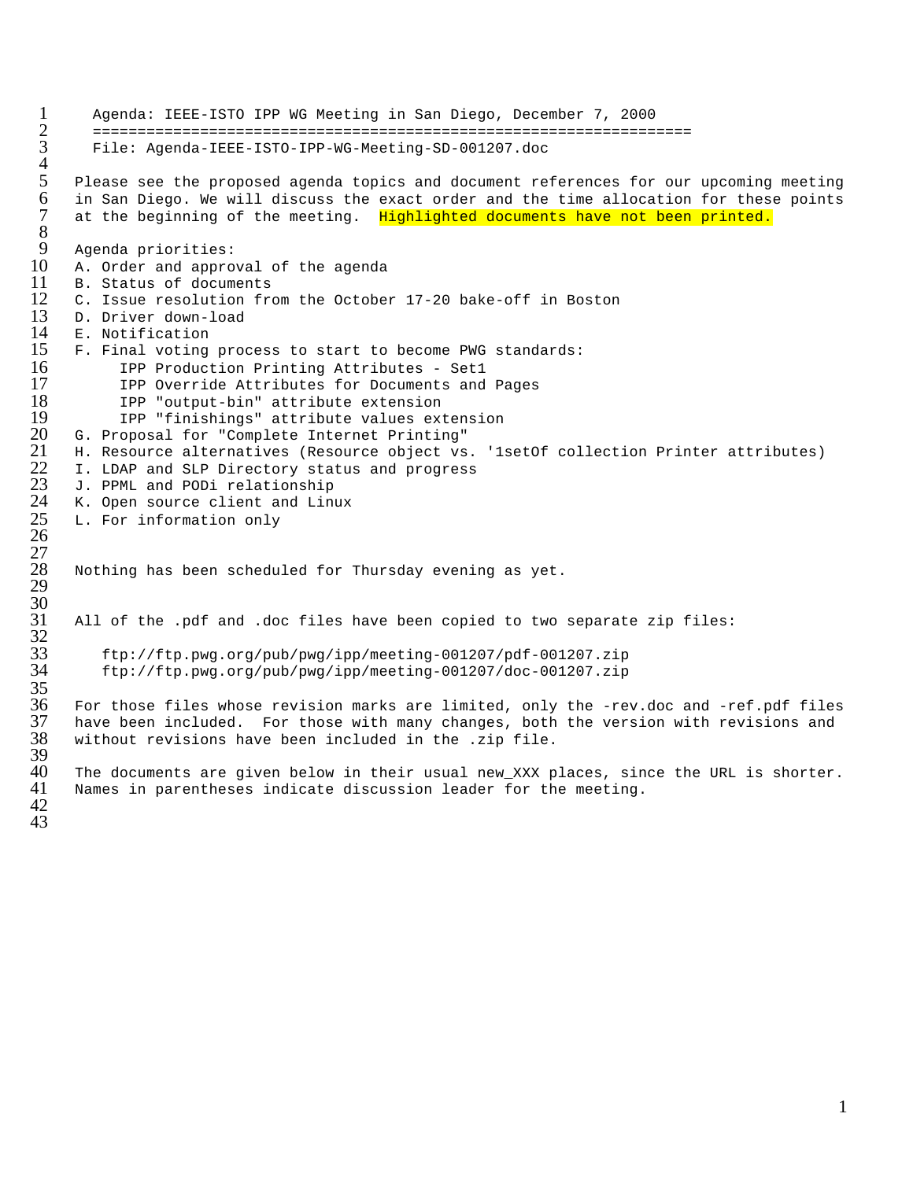# Agenda: IEEE-ISTO IPP WG Meeting in San Diego, December 7, 2000

File: Agenda-IEEE-ISTO-IPP-WG-Meeting-SD-001207.doc

Please see the proposed agenda topics and document references for our upcoming meeting in San Diego. We will discuss the exact order and the time allocation for these points at the beginning of the meeting. Highlighted documents have not been printed.

Agenda priorities:

A. Order and approval of the agenda  
B. Status of documents  
C. Issue resolution from the October 17-20 bake-off in Boston  
D. Driver down-load  
E. Notification  
F. Final voting process to start to become PWG standards:
- IPP Production Printing Attributes - Set1
- IPP Override Attributes for Documents and Pages
- IPP "output-bin" attribute extension
- IPP "finishings" attribute values extension

G. Proposal for "Complete Internet Printing"  
H. Resource alternatives (Resource object vs. '1setOf collection Printer attributes)  
I. LDAP and SLP Directory status and progress  
J. PPML and PODi relationship  
K. Open source client and Linux  
L. For information only

Nothing has been scheduled for Thursday evening as yet.

All of the .pdf and .doc files have been copied to two separate zip files:

ftp://ftp.pwg.org/pub/pwg/ipp/meeting-001207/pdf-001207.zip  
ftp://ftp.pwg.org/pub/pwg/ipp/meeting-001207/doc-001207.zip

For those files whose revision marks are limited, only the -rev.doc and -ref.pdf files have been included. For those with many changes, both the version with revisions and without revisions have been included in the .zip file.

The documents are given below in their usual new_XXX places, since the URL is shorter. Names in parentheses indicate discussion leader for the meeting.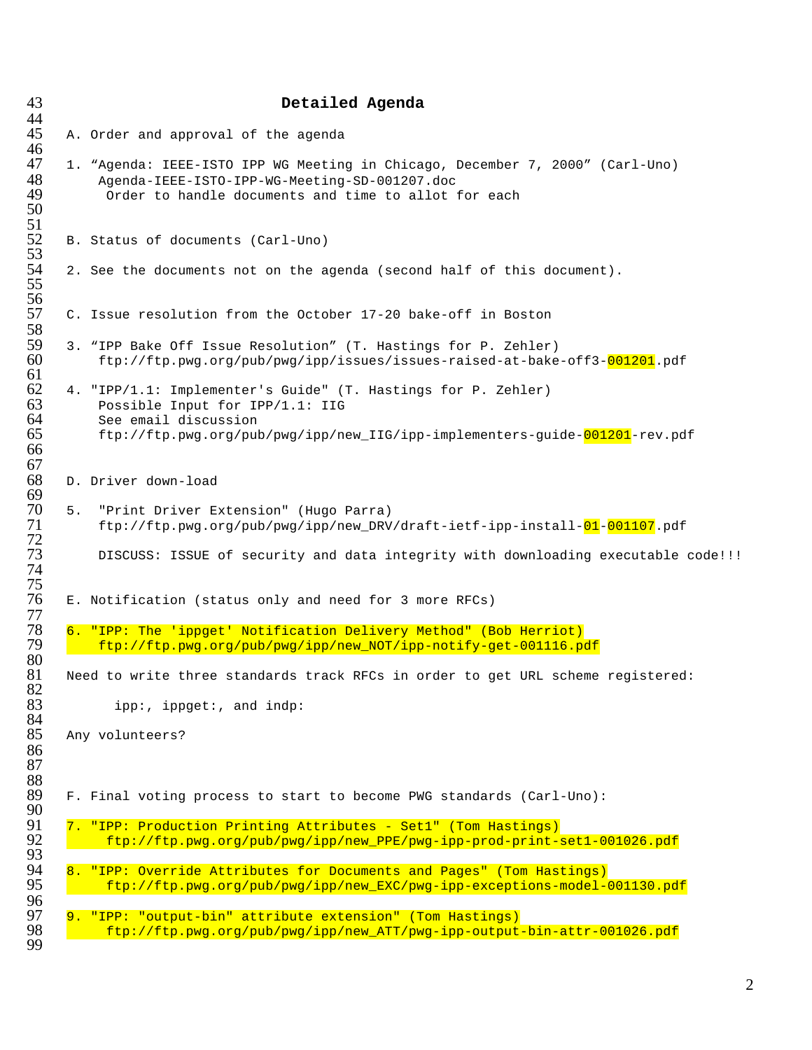## Detailed Agenda

A. Order and approval of the agenda

1. "Agenda: IEEE-ISTO IPP WG Meeting in Chicago, December 7, 2000" (Carl-Uno)
   Agenda-IEEE-ISTO-IPP-WG-Meeting-SD-001207.doc
   Order to handle documents and time to allot for each

B. Status of documents (Carl-Uno)

2. See the documents not on the agenda (second half of this document).

C. Issue resolution from the October 17-20 bake-off in Boston

3. "IPP Bake Off Issue Resolution" (T. Hastings for P. Zehler)
   ftp://ftp.pwg.org/pub/pwg/ipp/issues/issues-raised-at-bake-off3-001201.pdf

4. "IPP/1.1: Implementer's Guide" (T. Hastings for P. Zehler)
   Possible Input for IPP/1.1: IIG
   See email discussion
   ftp://ftp.pwg.org/pub/pwg/ipp/new_IIG/ipp-implementers-guide-001201-rev.pdf

D. Driver down-load

5. "Print Driver Extension" (Hugo Parra)
   ftp://ftp.pwg.org/pub/pwg/ipp/new_DRV/draft-ietf-ipp-install-01-001107.pdf

   DISCUSS: ISSUE of security and data integrity with downloading executable code!!!

E. Notification (status only and need for 3 more RFCs)

6. "IPP: The 'ippget' Notification Delivery Method" (Bob Herriot)
   ftp://ftp.pwg.org/pub/pwg/ipp/new_NOT/ipp-notify-get-001116.pdf

Need to write three standards track RFCs in order to get URL scheme registered:

ipp:, ippget:, and indp:

Any volunteers?

F. Final voting process to start to become PWG standards (Carl-Uno):

7. "IPP: Production Printing Attributes - Set1" (Tom Hastings)
   ftp://ftp.pwg.org/pub/pwg/ipp/new_PPE/pwg-ipp-prod-print-set1-001026.pdf

8. "IPP: Override Attributes for Documents and Pages" (Tom Hastings)
   ftp://ftp.pwg.org/pub/pwg/ipp/new_EXC/pwg-ipp-exceptions-model-001130.pdf

9. "IPP: "output-bin" attribute extension" (Tom Hastings)
   ftp://ftp.pwg.org/pub/pwg/ipp/new_ATT/pwg-ipp-output-bin-attr-001026.pdf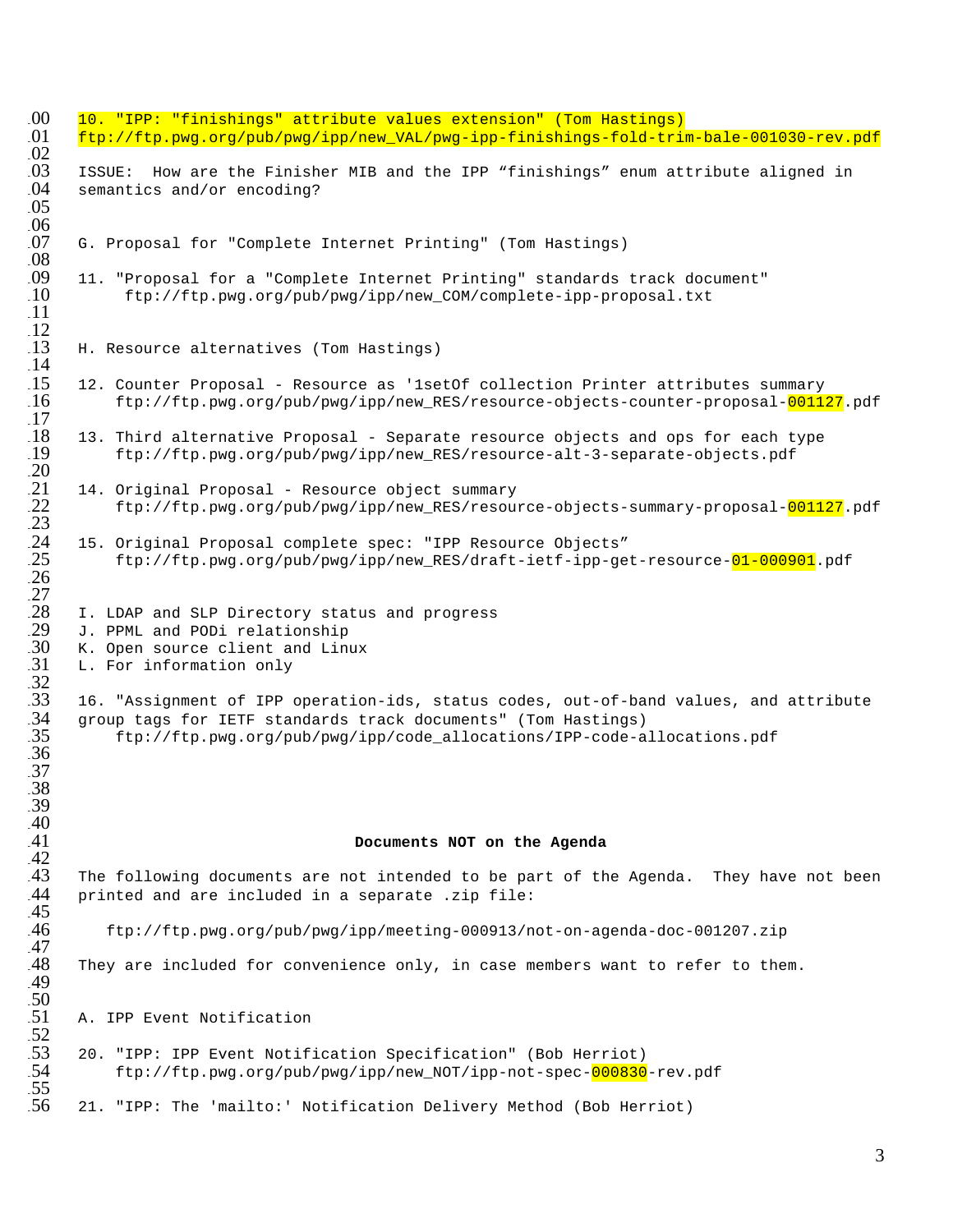10. "IPP: "finishings" attribute values extension" (Tom Hastings)
ftp://ftp.pwg.org/pub/pwg/ipp/new_VAL/pwg-ipp-finishings-fold-trim-bale-001030-rev.pdf

ISSUE: How are the Finisher MIB and the IPP “finishings” enum attribute aligned in semantics and/or encoding?

G. Proposal for "Complete Internet Printing" (Tom Hastings)

11. "Proposal for a "Complete Internet Printing" standards track document"
    ftp://ftp.pwg.org/pub/pwg/ipp/new_COM/complete-ipp-proposal.txt

H. Resource alternatives (Tom Hastings)

12. Counter Proposal - Resource as '1setOf collection Printer attributes summary
    ftp://ftp.pwg.org/pub/pwg/ipp/new_RES/resource-objects-counter-proposal-001127.pdf

13. Third alternative Proposal - Separate resource objects and ops for each type
    ftp://ftp.pwg.org/pub/pwg/ipp/new_RES/resource-alt-3-separate-objects.pdf

14. Original Proposal - Resource object summary
    ftp://ftp.pwg.org/pub/pwg/ipp/new_RES/resource-objects-summary-proposal-001127.pdf

15. Original Proposal complete spec: "IPP Resource Objects”
    ftp://ftp.pwg.org/pub/pwg/ipp/new_RES/draft-ietf-ipp-get-resource-01-000901.pdf

I. LDAP and SLP Directory status and progress
J. PPML and PODi relationship
K. Open source client and Linux
L. For information only

16. "Assignment of IPP operation-ids, status codes, out-of-band values, and attribute group tags for IETF standards track documents" (Tom Hastings)
    ftp://ftp.pwg.org/pub/pwg/ipp/code_allocations/IPP-code-allocations.pdf

**Documents NOT on the Agenda**

The following documents are not intended to be part of the Agenda. They have not been printed and are included in a separate .zip file:

ftp://ftp.pwg.org/pub/pwg/ipp/meeting-000913/not-on-agenda-doc-001207.zip

They are included for convenience only, in case members want to refer to them.

A. IPP Event Notification

20. "IPP: IPP Event Notification Specification" (Bob Herriot)
    ftp://ftp.pwg.org/pub/pwg/ipp/new_NOT/ipp-not-spec-000830-rev.pdf

21. "IPP: The 'mailto:' Notification Delivery Method (Bob Herriot)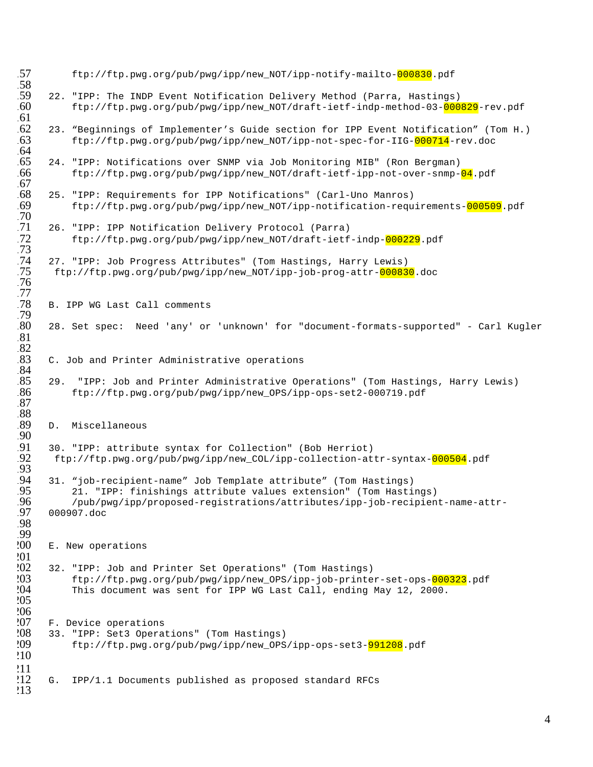ftp://ftp.pwg.org/pub/pwg/ipp/new_NOT/ipp-notify-mailto-000830.pdf

22. "IPP: The INDP Event Notification Delivery Method (Parra, Hastings)
    ftp://ftp.pwg.org/pub/pwg/ipp/new_NOT/draft-ietf-indp-method-03-000829-rev.pdf

23. "Beginnings of Implementer's Guide section for IPP Event Notification" (Tom H.)
    ftp://ftp.pwg.org/pub/pwg/ipp/new_NOT/ipp-not-spec-for-IIG-000714-rev.doc

24. "IPP: Notifications over SNMP via Job Monitoring MIB" (Ron Bergman)
    ftp://ftp.pwg.org/pub/pwg/ipp/new_NOT/draft-ietf-ipp-not-over-snmp-04.pdf

25. "IPP: Requirements for IPP Notifications" (Carl-Uno Manros)
    ftp://ftp.pwg.org/pub/pwg/ipp/new_NOT/ipp-notification-requirements-000509.pdf

26. "IPP: IPP Notification Delivery Protocol (Parra)
    ftp://ftp.pwg.org/pub/pwg/ipp/new_NOT/draft-ietf-indp-000229.pdf

27. "IPP: Job Progress Attributes" (Tom Hastings, Harry Lewis)
    ftp://ftp.pwg.org/pub/pwg/ipp/new_NOT/ipp-job-prog-attr-000830.doc

## B. IPP WG Last Call comments

28. Set spec: Need 'any' or 'unknown' for "document-formats-supported" - Carl Kugler

## C. Job and Printer Administrative operations

29. "IPP: Job and Printer Administrative Operations" (Tom Hastings, Harry Lewis)
    ftp://ftp.pwg.org/pub/pwg/ipp/new_OPS/ipp-ops-set2-000719.pdf

## D. Miscellaneous

30. "IPP: attribute syntax for Collection" (Bob Herriot)
    ftp://ftp.pwg.org/pub/pwg/ipp/new_COL/ipp-collection-attr-syntax-000504.pdf

31. "job-recipient-name" Job Template attribute" (Tom Hastings)
    21. "IPP: finishings attribute values extension" (Tom Hastings)
    /pub/pwg/ipp/proposed-registrations/attributes/ipp-job-recipient-name-attr-000907.doc

## E. New operations

32. "IPP: Job and Printer Set Operations" (Tom Hastings)
    ftp://ftp.pwg.org/pub/pwg/ipp/new_OPS/ipp-job-printer-set-ops-000323.pdf
    This document was sent for IPP WG Last Call, ending May 12, 2000.

## F. Device operations

33. "IPP: Set3 Operations" (Tom Hastings)
    ftp://ftp.pwg.org/pub/pwg/ipp/new_OPS/ipp-ops-set3-991208.pdf

## G. IPP/1.1 Documents published as proposed standard RFCs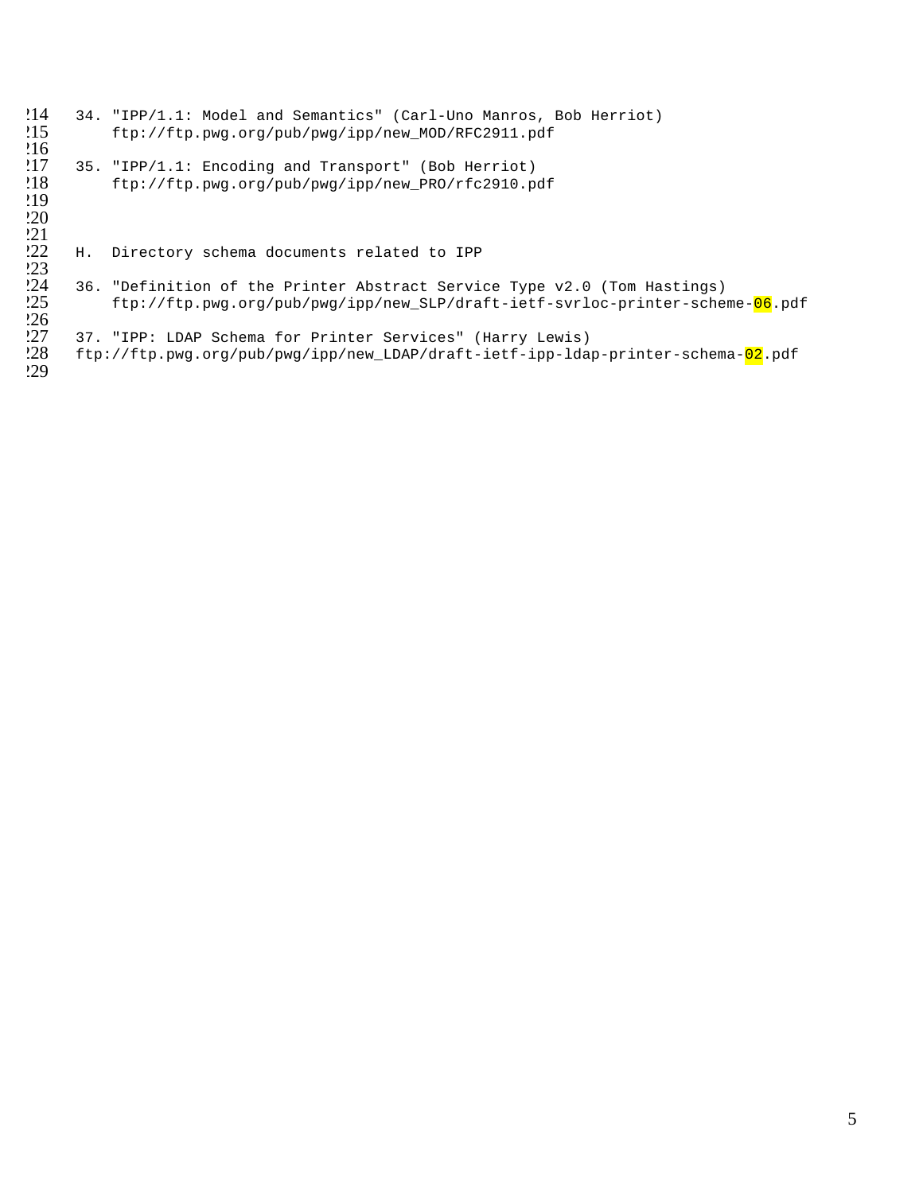34. "IPP/1.1: Model and Semantics" (Carl-Uno Manros, Bob Herriot)
    ftp://ftp.pwg.org/pub/pwg/ipp/new_MOD/RFC2911.pdf

35. "IPP/1.1: Encoding and Transport" (Bob Herriot)
    ftp://ftp.pwg.org/pub/pwg/ipp/new_PRO/rfc2910.pdf

## H. Directory schema documents related to IPP

36. "Definition of the Printer Abstract Service Type v2.0 (Tom Hastings)
    ftp://ftp.pwg.org/pub/pwg/ipp/new_SLP/draft-ietf-svrloc-printer-scheme-06.pdf

37. "IPP: LDAP Schema for Printer Services" (Harry Lewis)
    ftp://ftp.pwg.org/pub/pwg/ipp/new_LDAP/draft-ietf-ipp-ldap-printer-schema-02.pdf